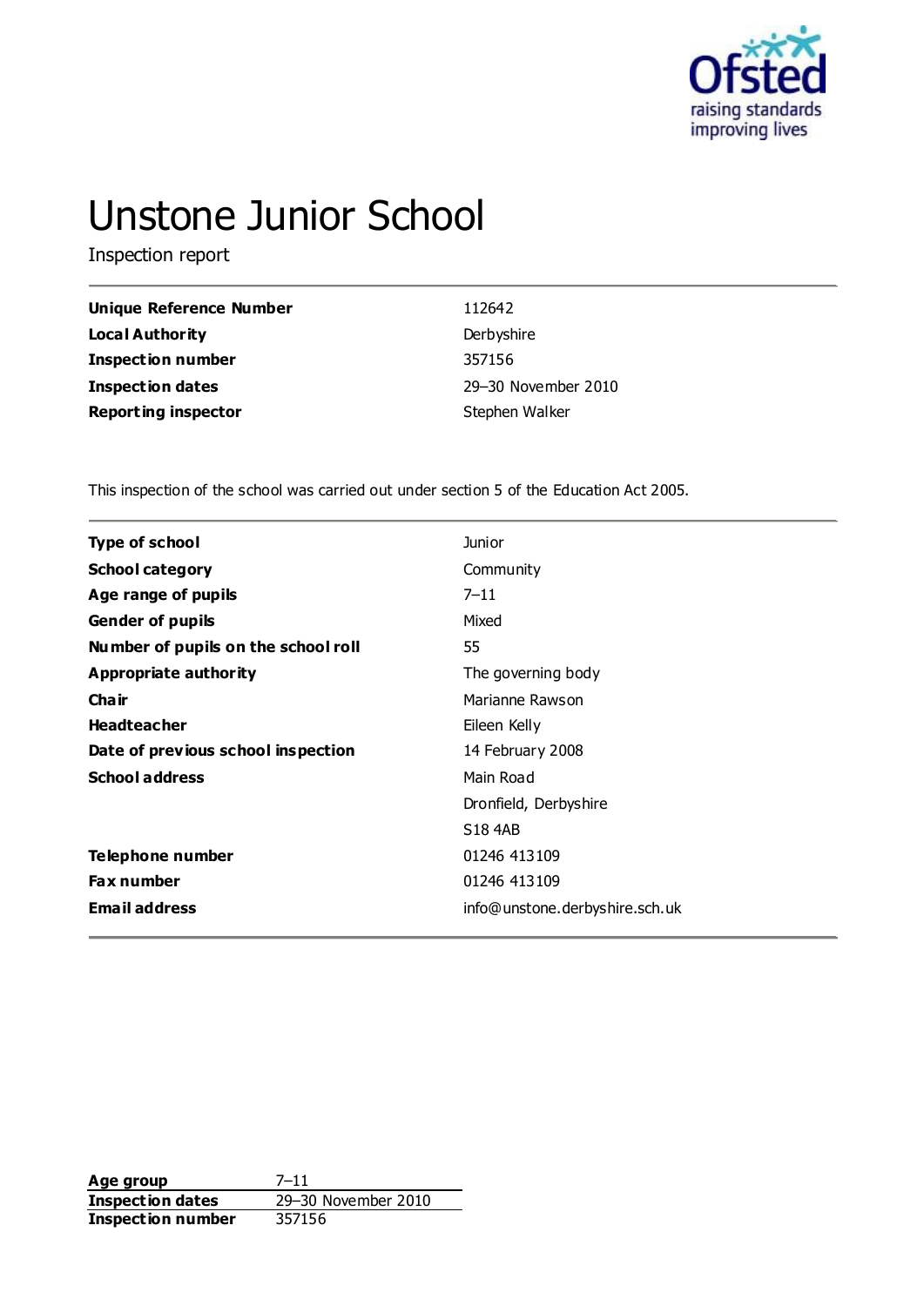# Unstone Junior School

Inspection report

| | |
|---|---|
| **Unique Reference Number** | 112642 |
| **Local Authority** | Derbyshire |
| **Inspection number** | 357156 |
| **Inspection dates** | 29–30 November 2010 |
| **Reporting inspector** | Stephen Walker |

This inspection of the school was carried out under section 5 of the Education Act 2005.

| | |
|---|---|
| **Type of school** | Junior |
| **School category** | Community |
| **Age range of pupils** | 7–11 |
| **Gender of pupils** | Mixed |
| **Number of pupils on the school roll** | 55 |
| **Appropriate authority** | The governing body |
| **Chair** | Marianne Rawson |
| **Headteacher** | Eileen Kelly |
| **Date of previous school inspection** | 14 February 2008 |
| **School address** | Main Road |
| | Dronfield, Derbyshire |
| | S18 4AB |
| **Telephone number** | 01246 413109 |
| **Fax number** | 01246 413109 |
| **Email address** | info@unstone.derbyshire.sch.uk |

| | |
|---|---|
| **Age group** | 7–11 |
| **Inspection dates** | 29–30 November 2010 |
| **Inspection number** | 357156 |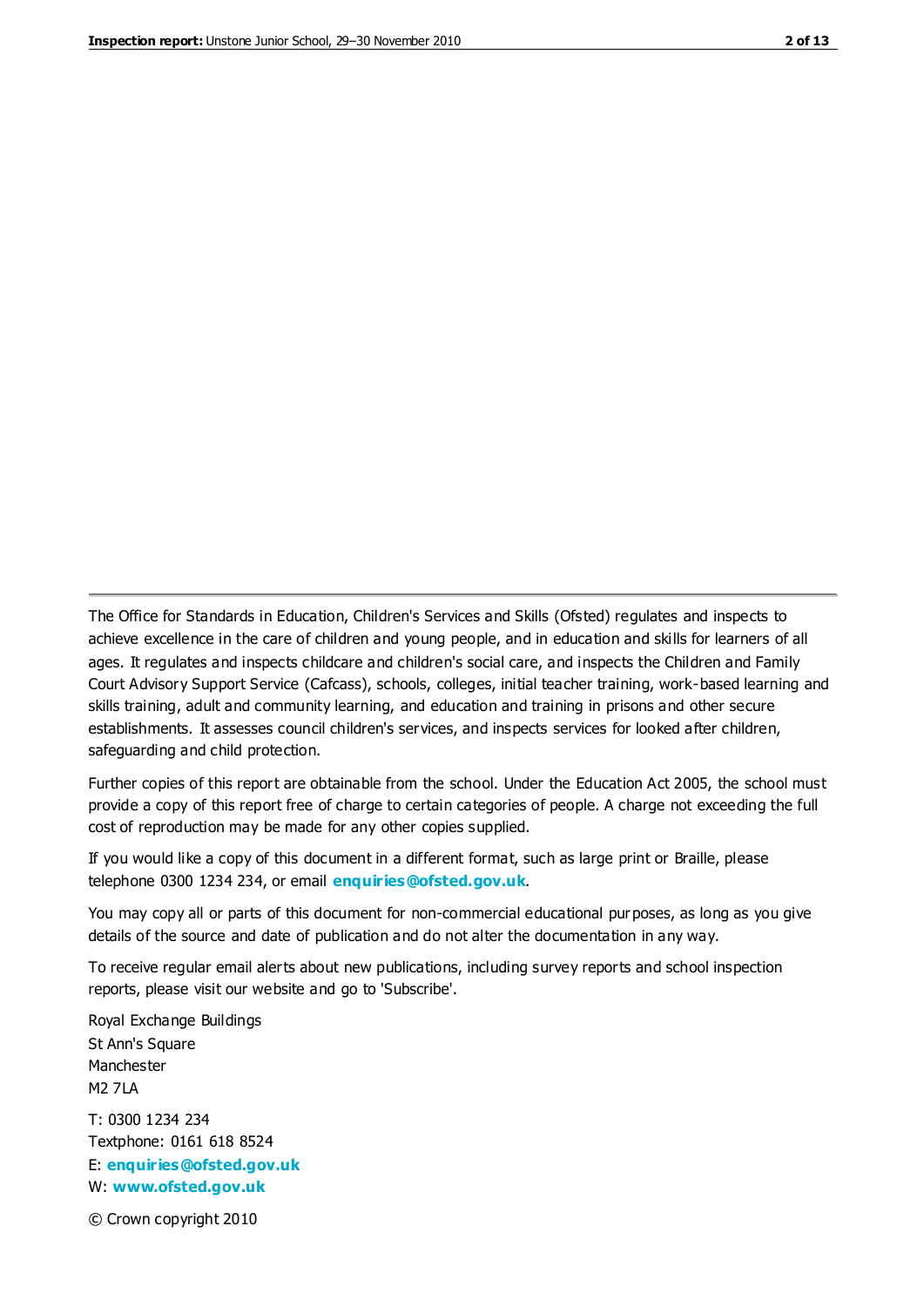The Office for Standards in Education, Children's Services and Skills (Ofsted) regulates and inspects to achieve excellence in the care of children and young people, and in education and skills for learners of all ages. It regulates and inspects childcare and children's social care, and inspects the Children and Family Court Advisory Support Service (Cafcass), schools, colleges, initial teacher training, work-based learning and skills training, adult and community learning, and education and training in prisons and other secure establishments. It assesses council children's services, and inspects services for looked after children, safeguarding and child protection.

Further copies of this report are obtainable from the school. Under the Education Act 2005, the school must provide a copy of this report free of charge to certain categories of people. A charge not exceeding the full cost of reproduction may be made for any other copies supplied.

If you would like a copy of this document in a different format, such as large print or Braille, please telephone 0300 1234 234, or email **enquiries@ofsted.gov.uk**.

You may copy all or parts of this document for non-commercial educational purposes, as long as you give details of the source and date of publication and do not alter the documentation in any way.

To receive regular email alerts about new publications, including survey reports and school inspection reports, please visit our website and go to 'Subscribe'.

Royal Exchange Buildings
St Ann's Square
Manchester
M2 7LA

T: 0300 1234 234
Textphone: 0161 618 8524
E: **enquiries@ofsted.gov.uk**
W: **www.ofsted.gov.uk**

© Crown copyright 2010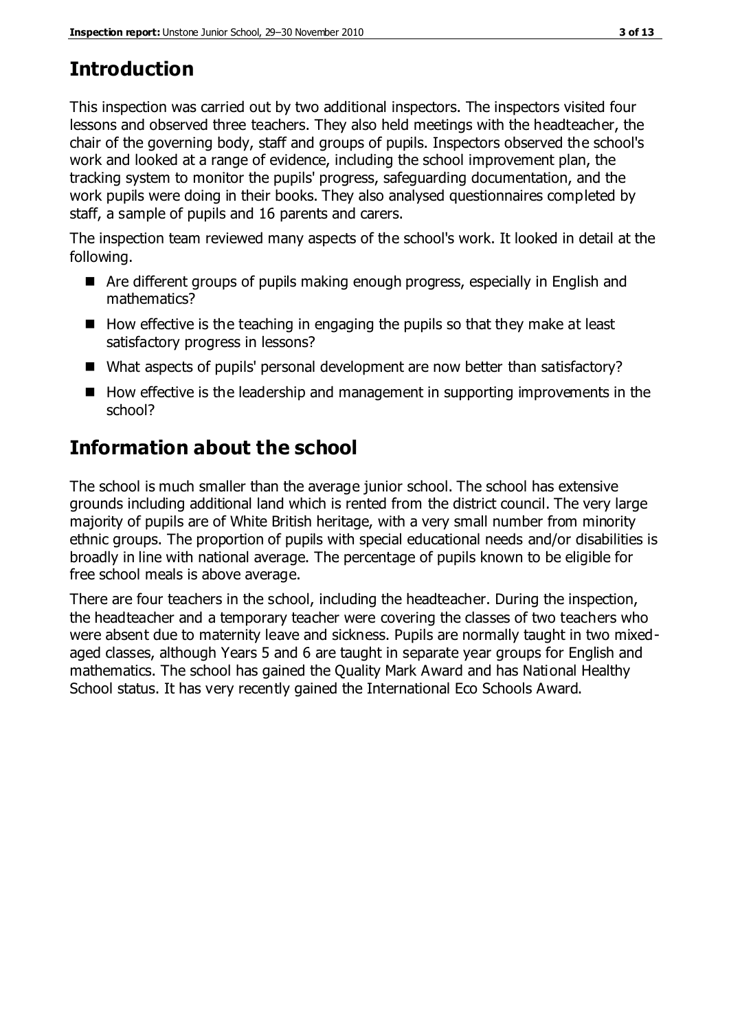# Introduction

This inspection was carried out by two additional inspectors. The inspectors visited four lessons and observed three teachers. They also held meetings with the headteacher, the chair of the governing body, staff and groups of pupils. Inspectors observed the school's work and looked at a range of evidence, including the school improvement plan, the tracking system to monitor the pupils' progress, safeguarding documentation, and the work pupils were doing in their books. They also analysed questionnaires completed by staff, a sample of pupils and 16 parents and carers.

The inspection team reviewed many aspects of the school's work. It looked in detail at the following.

- Are different groups of pupils making enough progress, especially in English and mathematics?
- How effective is the teaching in engaging the pupils so that they make at least satisfactory progress in lessons?
- What aspects of pupils' personal development are now better than satisfactory?
- How effective is the leadership and management in supporting improvements in the school?

# Information about the school

The school is much smaller than the average junior school. The school has extensive grounds including additional land which is rented from the district council. The very large majority of pupils are of White British heritage, with a very small number from minority ethnic groups. The proportion of pupils with special educational needs and/or disabilities is broadly in line with national average. The percentage of pupils known to be eligible for free school meals is above average.

There are four teachers in the school, including the headteacher. During the inspection, the headteacher and a temporary teacher were covering the classes of two teachers who were absent due to maternity leave and sickness. Pupils are normally taught in two mixed-aged classes, although Years 5 and 6 are taught in separate year groups for English and mathematics. The school has gained the Quality Mark Award and has National Healthy School status. It has very recently gained the International Eco Schools Award.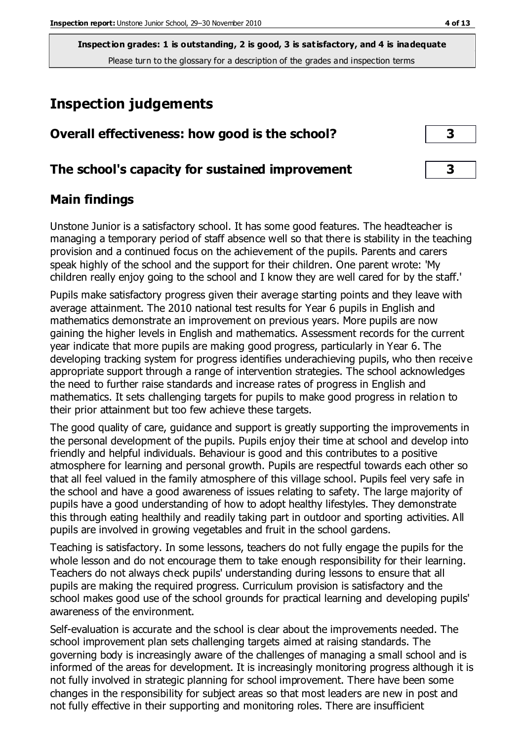**Inspection grades: 1 is outstanding, 2 is good, 3 is satisfactory, and 4 is inadequate**
Please turn to the glossary for a description of the grades and inspection terms

# Inspection judgements

| Overall effectiveness: how good is the school? | 3 |
|---|---|
| **The school's capacity for sustained improvement** | **3** |

## Main findings

Unstone Junior is a satisfactory school. It has some good features. The headteacher is managing a temporary period of staff absence well so that there is stability in the teaching provision and a continued focus on the achievement of the pupils. Parents and carers speak highly of the school and the support for their children. One parent wrote: 'My children really enjoy going to the school and I know they are well cared for by the staff.'

Pupils make satisfactory progress given their average starting points and they leave with average attainment. The 2010 national test results for Year 6 pupils in English and mathematics demonstrate an improvement on previous years. More pupils are now gaining the higher levels in English and mathematics. Assessment records for the current year indicate that more pupils are making good progress, particularly in Year 6. The developing tracking system for progress identifies underachieving pupils, who then receive appropriate support through a range of intervention strategies. The school acknowledges the need to further raise standards and increase rates of progress in English and mathematics. It sets challenging targets for pupils to make good progress in relation to their prior attainment but too few achieve these targets.

The good quality of care, guidance and support is greatly supporting the improvements in the personal development of the pupils. Pupils enjoy their time at school and develop into friendly and helpful individuals. Behaviour is good and this contributes to a positive atmosphere for learning and personal growth. Pupils are respectful towards each other so that all feel valued in the family atmosphere of this village school. Pupils feel very safe in the school and have a good awareness of issues relating to safety. The large majority of pupils have a good understanding of how to adopt healthy lifestyles. They demonstrate this through eating healthily and readily taking part in outdoor and sporting activities. All pupils are involved in growing vegetables and fruit in the school gardens.

Teaching is satisfactory. In some lessons, teachers do not fully engage the pupils for the whole lesson and do not encourage them to take enough responsibility for their learning. Teachers do not always check pupils' understanding during lessons to ensure that all pupils are making the required progress. Curriculum provision is satisfactory and the school makes good use of the school grounds for practical learning and developing pupils' awareness of the environment.

Self-evaluation is accurate and the school is clear about the improvements needed. The school improvement plan sets challenging targets aimed at raising standards. The governing body is increasingly aware of the challenges of managing a small school and is informed of the areas for development. It is increasingly monitoring progress although it is not fully involved in strategic planning for school improvement. There have been some changes in the responsibility for subject areas so that most leaders are new in post and not fully effective in their supporting and monitoring roles. There are insufficient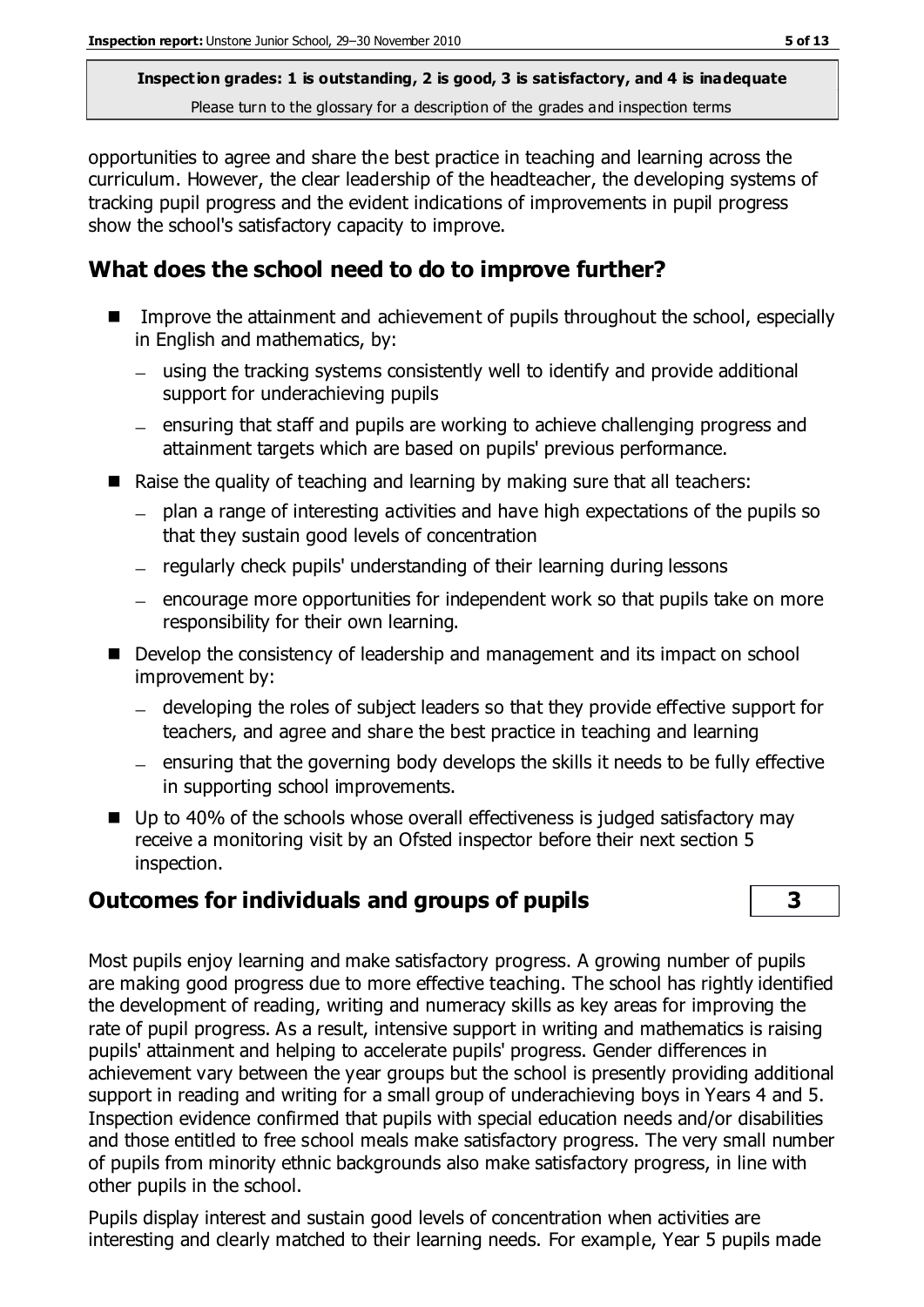opportunities to agree and share the best practice in teaching and learning across the curriculum. However, the clear leadership of the headteacher, the developing systems of tracking pupil progress and the evident indications of improvements in pupil progress show the school's satisfactory capacity to improve.

## What does the school need to do to improve further?

- Improve the attainment and achievement of pupils throughout the school, especially in English and mathematics, by:
  - using the tracking systems consistently well to identify and provide additional support for underachieving pupils
  - ensuring that staff and pupils are working to achieve challenging progress and attainment targets which are based on pupils' previous performance.
- Raise the quality of teaching and learning by making sure that all teachers:
  - plan a range of interesting activities and have high expectations of the pupils so that they sustain good levels of concentration
  - regularly check pupils' understanding of their learning during lessons
  - encourage more opportunities for independent work so that pupils take on more responsibility for their own learning.
- Develop the consistency of leadership and management and its impact on school improvement by:
  - developing the roles of subject leaders so that they provide effective support for teachers, and agree and share the best practice in teaching and learning
  - ensuring that the governing body develops the skills it needs to be fully effective in supporting school improvements.
- Up to 40% of the schools whose overall effectiveness is judged satisfactory may receive a monitoring visit by an Ofsted inspector before their next section 5 inspection.

## Outcomes for individuals and groups of pupils — 3

Most pupils enjoy learning and make satisfactory progress. A growing number of pupils are making good progress due to more effective teaching. The school has rightly identified the development of reading, writing and numeracy skills as key areas for improving the rate of pupil progress. As a result, intensive support in writing and mathematics is raising pupils' attainment and helping to accelerate pupils' progress. Gender differences in achievement vary between the year groups but the school is presently providing additional support in reading and writing for a small group of underachieving boys in Years 4 and 5. Inspection evidence confirmed that pupils with special education needs and/or disabilities and those entitled to free school meals make satisfactory progress. The very small number of pupils from minority ethnic backgrounds also make satisfactory progress, in line with other pupils in the school.

Pupils display interest and sustain good levels of concentration when activities are interesting and clearly matched to their learning needs. For example, Year 5 pupils made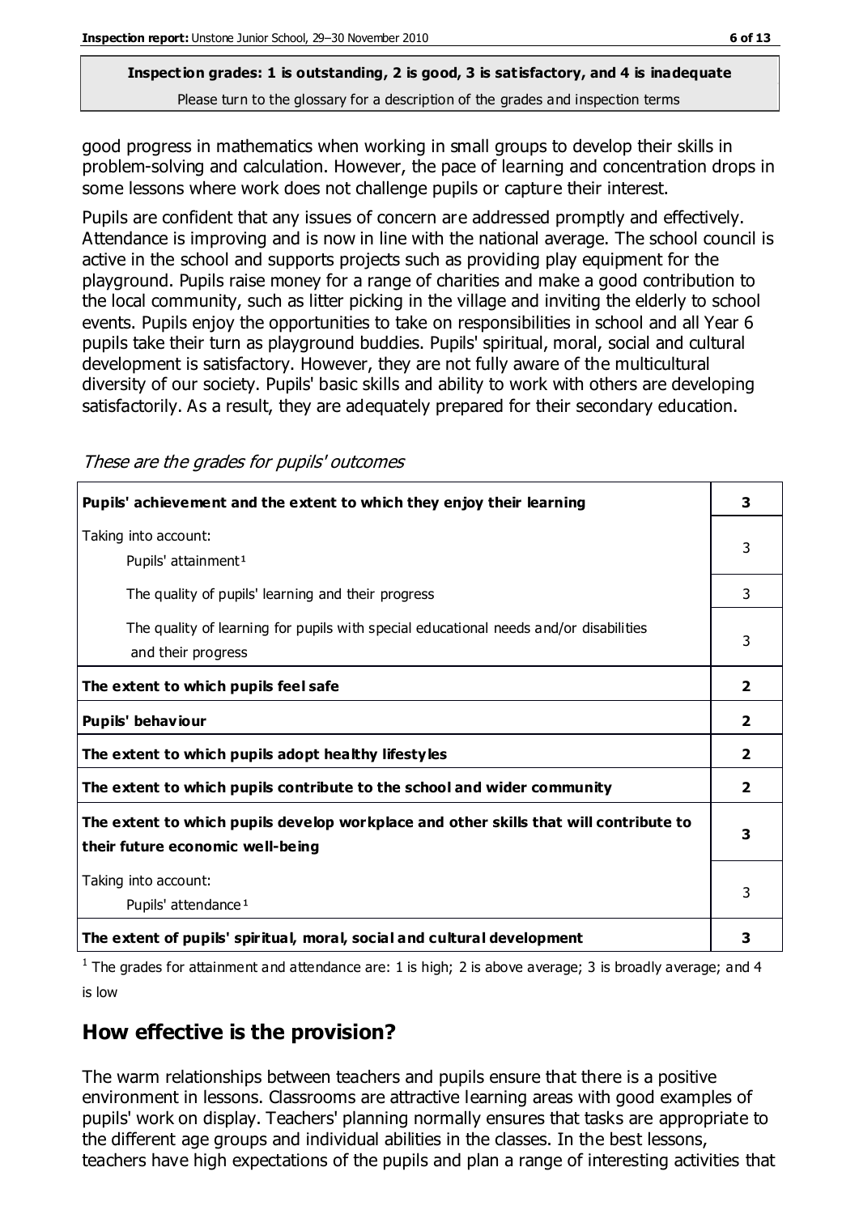**Inspection grades: 1 is outstanding, 2 is good, 3 is satisfactory, and 4 is inadequate**
Please turn to the glossary for a description of the grades and inspection terms

good progress in mathematics when working in small groups to develop their skills in problem-solving and calculation. However, the pace of learning and concentration drops in some lessons where work does not challenge pupils or capture their interest.

Pupils are confident that any issues of concern are addressed promptly and effectively. Attendance is improving and is now in line with the national average. The school council is active in the school and supports projects such as providing play equipment for the playground. Pupils raise money for a range of charities and make a good contribution to the local community, such as litter picking in the village and inviting the elderly to school events. Pupils enjoy the opportunities to take on responsibilities in school and all Year 6 pupils take their turn as playground buddies. Pupils' spiritual, moral, social and cultural development is satisfactory. However, they are not fully aware of the multicultural diversity of our society. Pupils' basic skills and ability to work with others are developing satisfactorily. As a result, they are adequately prepared for their secondary education.

*These are the grades for pupils' outcomes*

| | |
|---|---|
| **Pupils' achievement and the extent to which they enjoy their learning** | **3** |
| Taking into account: Pupils' attainment[1] | 3 |
| The quality of pupils' learning and their progress | 3 |
| The quality of learning for pupils with special educational needs and/or disabilities and their progress | 3 |
| **The extent to which pupils feel safe** | **2** |
| **Pupils' behaviour** | **2** |
| **The extent to which pupils adopt healthy lifestyles** | **2** |
| **The extent to which pupils contribute to the school and wider community** | **2** |
| **The extent to which pupils develop workplace and other skills that will contribute to their future economic well-being** | **3** |
| Taking into account: Pupils' attendance[1] | 3 |
| **The extent of pupils' spiritual, moral, social and cultural development** | **3** |

[1] The grades for attainment and attendance are: 1 is high; 2 is above average; 3 is broadly average; and 4 is low

## How effective is the provision?

The warm relationships between teachers and pupils ensure that there is a positive environment in lessons. Classrooms are attractive learning areas with good examples of pupils' work on display. Teachers' planning normally ensures that tasks are appropriate to the different age groups and individual abilities in the classes. In the best lessons, teachers have high expectations of the pupils and plan a range of interesting activities that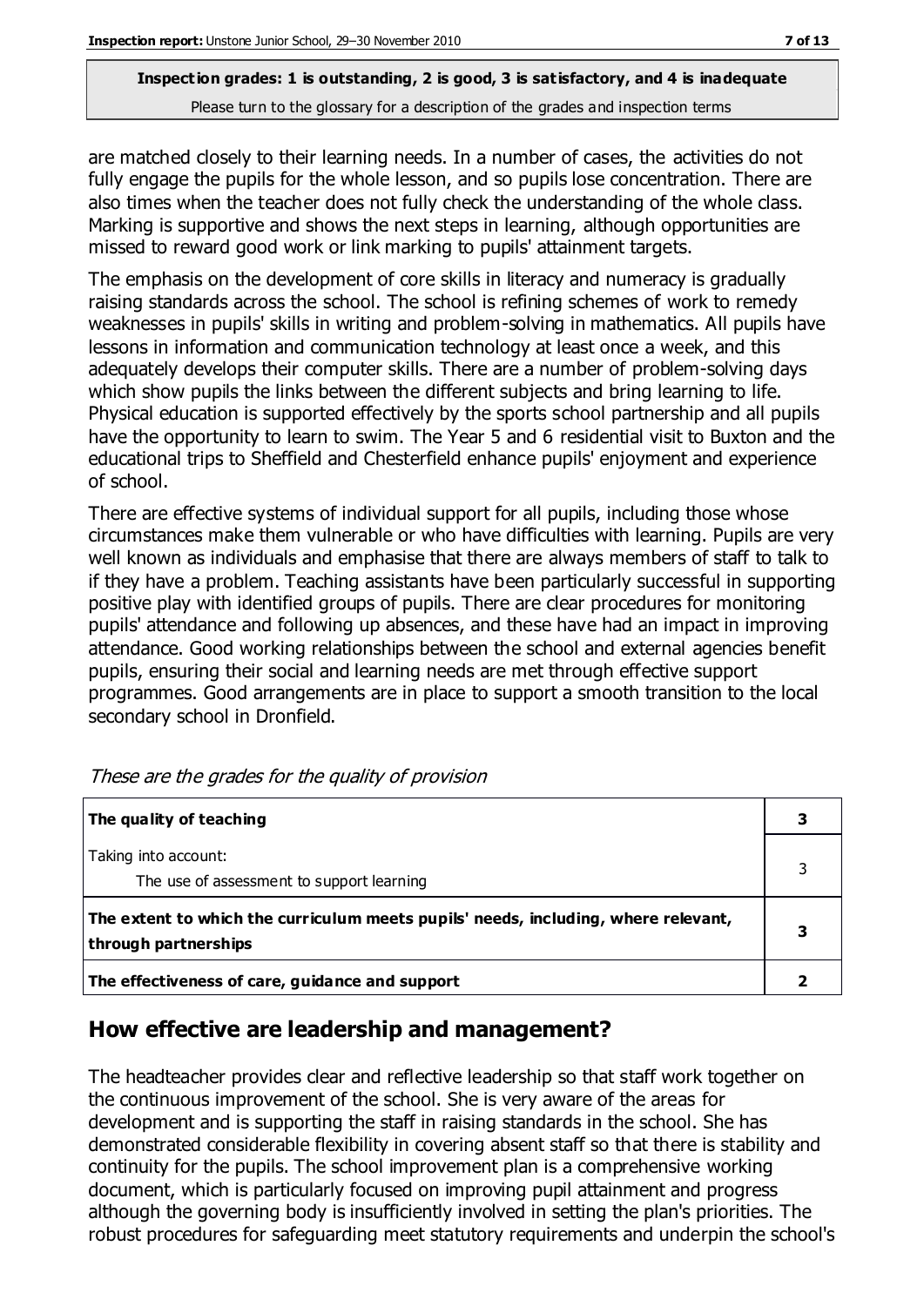**Inspection grades: 1 is outstanding, 2 is good, 3 is satisfactory, and 4 is inadequate**
Please turn to the glossary for a description of the grades and inspection terms

are matched closely to their learning needs. In a number of cases, the activities do not fully engage the pupils for the whole lesson, and so pupils lose concentration. There are also times when the teacher does not fully check the understanding of the whole class. Marking is supportive and shows the next steps in learning, although opportunities are missed to reward good work or link marking to pupils' attainment targets.

The emphasis on the development of core skills in literacy and numeracy is gradually raising standards across the school. The school is refining schemes of work to remedy weaknesses in pupils' skills in writing and problem-solving in mathematics. All pupils have lessons in information and communication technology at least once a week, and this adequately develops their computer skills. There are a number of problem-solving days which show pupils the links between the different subjects and bring learning to life. Physical education is supported effectively by the sports school partnership and all pupils have the opportunity to learn to swim. The Year 5 and 6 residential visit to Buxton and the educational trips to Sheffield and Chesterfield enhance pupils' enjoyment and experience of school.

There are effective systems of individual support for all pupils, including those whose circumstances make them vulnerable or who have difficulties with learning. Pupils are very well known as individuals and emphasise that there are always members of staff to talk to if they have a problem. Teaching assistants have been particularly successful in supporting positive play with identified groups of pupils. There are clear procedures for monitoring pupils' attendance and following up absences, and these have had an impact in improving attendance. Good working relationships between the school and external agencies benefit pupils, ensuring their social and learning needs are met through effective support programmes. Good arrangements are in place to support a smooth transition to the local secondary school in Dronfield.

*These are the grades for the quality of provision*

| | |
|---|---|
| **The quality of teaching** | **3** |
| Taking into account:<br>The use of assessment to support learning | 3 |
| **The extent to which the curriculum meets pupils' needs, including, where relevant, through partnerships** | **3** |
| **The effectiveness of care, guidance and support** | **2** |

## How effective are leadership and management?

The headteacher provides clear and reflective leadership so that staff work together on the continuous improvement of the school. She is very aware of the areas for development and is supporting the staff in raising standards in the school. She has demonstrated considerable flexibility in covering absent staff so that there is stability and continuity for the pupils. The school improvement plan is a comprehensive working document, which is particularly focused on improving pupil attainment and progress although the governing body is insufficiently involved in setting the plan's priorities. The robust procedures for safeguarding meet statutory requirements and underpin the school's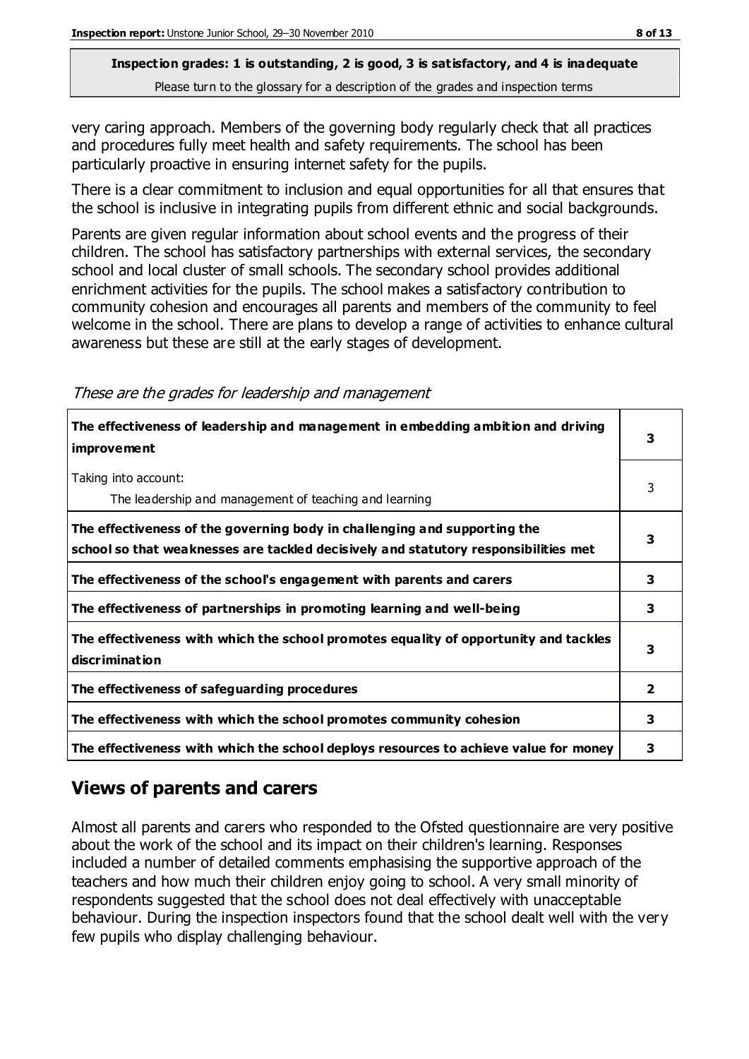**Inspection grades: 1 is outstanding, 2 is good, 3 is satisfactory, and 4 is inadequate**
Please turn to the glossary for a description of the grades and inspection terms

very caring approach. Members of the governing body regularly check that all practices and procedures fully meet health and safety requirements. The school has been particularly proactive in ensuring internet safety for the pupils.

There is a clear commitment to inclusion and equal opportunities for all that ensures that the school is inclusive in integrating pupils from different ethnic and social backgrounds.

Parents are given regular information about school events and the progress of their children. The school has satisfactory partnerships with external services, the secondary school and local cluster of small schools. The secondary school provides additional enrichment activities for the pupils. The school makes a satisfactory contribution to community cohesion and encourages all parents and members of the community to feel welcome in the school. There are plans to develop a range of activities to enhance cultural awareness but these are still at the early stages of development.

*These are the grades for leadership and management*

| | |
|---|---|
| **The effectiveness of leadership and management in embedding ambition and driving improvement** | **3** |
| Taking into account:<br>The leadership and management of teaching and learning | 3 |
| **The effectiveness of the governing body in challenging and supporting the school so that weaknesses are tackled decisively and statutory responsibilities met** | **3** |
| **The effectiveness of the school's engagement with parents and carers** | **3** |
| **The effectiveness of partnerships in promoting learning and well-being** | **3** |
| **The effectiveness with which the school promotes equality of opportunity and tackles discrimination** | **3** |
| **The effectiveness of safeguarding procedures** | **2** |
| **The effectiveness with which the school promotes community cohesion** | **3** |
| **The effectiveness with which the school deploys resources to achieve value for money** | **3** |

## Views of parents and carers

Almost all parents and carers who responded to the Ofsted questionnaire are very positive about the work of the school and its impact on their children's learning. Responses included a number of detailed comments emphasising the supportive approach of the teachers and how much their children enjoy going to school. A very small minority of respondents suggested that the school does not deal effectively with unacceptable behaviour. During the inspection inspectors found that the school dealt well with the very few pupils who display challenging behaviour.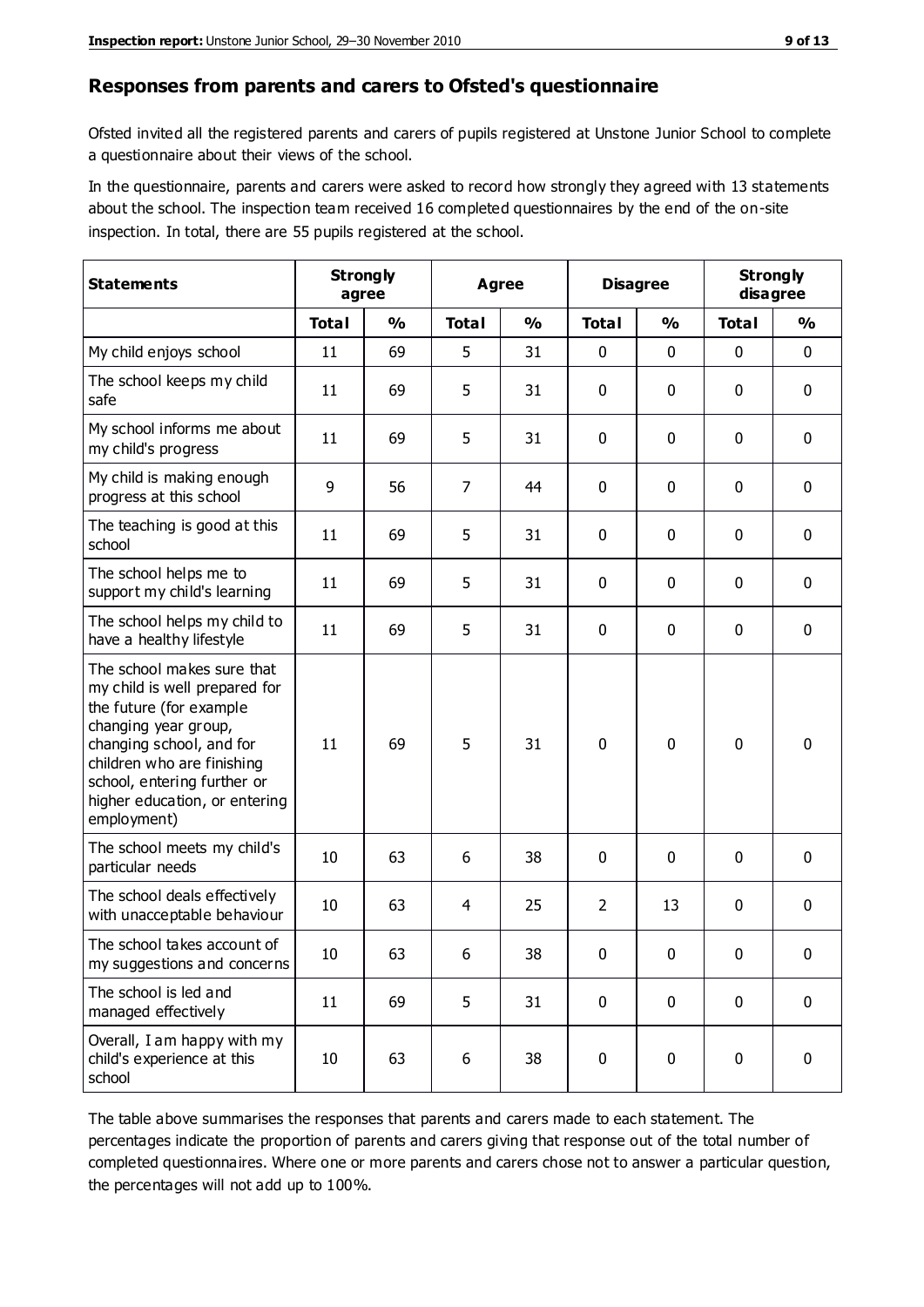## Responses from parents and carers to Ofsted's questionnaire

Ofsted invited all the registered parents and carers of pupils registered at Unstone Junior School to complete a questionnaire about their views of the school.

In the questionnaire, parents and carers were asked to record how strongly they agreed with 13 statements about the school. The inspection team received 16 completed questionnaires by the end of the on-site inspection. In total, there are 55 pupils registered at the school.

| Statements | Strongly agree | | Agree | | Disagree | | Strongly disagree | |
|---|---|---|---|---|---|---|---|---|
| | Total | % | Total | % | Total | % | Total | % |
| My child enjoys school | 11 | 69 | 5 | 31 | 0 | 0 | 0 | 0 |
| The school keeps my child safe | 11 | 69 | 5 | 31 | 0 | 0 | 0 | 0 |
| My school informs me about my child's progress | 11 | 69 | 5 | 31 | 0 | 0 | 0 | 0 |
| My child is making enough progress at this school | 9 | 56 | 7 | 44 | 0 | 0 | 0 | 0 |
| The teaching is good at this school | 11 | 69 | 5 | 31 | 0 | 0 | 0 | 0 |
| The school helps me to support my child's learning | 11 | 69 | 5 | 31 | 0 | 0 | 0 | 0 |
| The school helps my child to have a healthy lifestyle | 11 | 69 | 5 | 31 | 0 | 0 | 0 | 0 |
| The school makes sure that my child is well prepared for the future (for example changing year group, changing school, and for children who are finishing school, entering further or higher education, or entering employment) | 11 | 69 | 5 | 31 | 0 | 0 | 0 | 0 |
| The school meets my child's particular needs | 10 | 63 | 6 | 38 | 0 | 0 | 0 | 0 |
| The school deals effectively with unacceptable behaviour | 10 | 63 | 4 | 25 | 2 | 13 | 0 | 0 |
| The school takes account of my suggestions and concerns | 10 | 63 | 6 | 38 | 0 | 0 | 0 | 0 |
| The school is led and managed effectively | 11 | 69 | 5 | 31 | 0 | 0 | 0 | 0 |
| Overall, I am happy with my child's experience at this school | 10 | 63 | 6 | 38 | 0 | 0 | 0 | 0 |

The table above summarises the responses that parents and carers made to each statement. The percentages indicate the proportion of parents and carers giving that response out of the total number of completed questionnaires. Where one or more parents and carers chose not to answer a particular question, the percentages will not add up to 100%.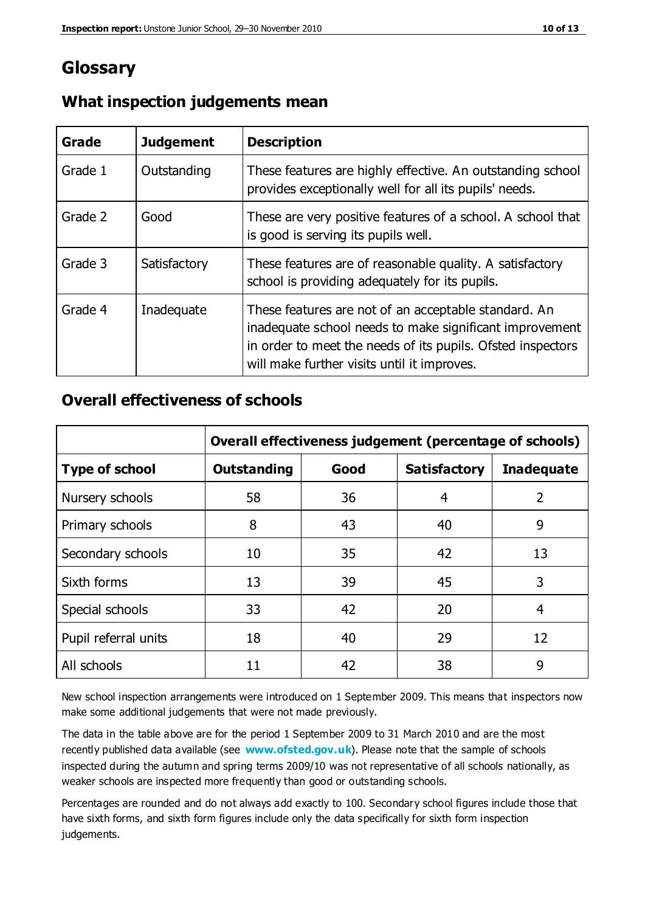# Glossary

## What inspection judgements mean

| Grade | Judgement | Description |
| --- | --- | --- |
| Grade 1 | Outstanding | These features are highly effective. An outstanding school provides exceptionally well for all its pupils' needs. |
| Grade 2 | Good | These are very positive features of a school. A school that is good is serving its pupils well. |
| Grade 3 | Satisfactory | These features are of reasonable quality. A satisfactory school is providing adequately for its pupils. |
| Grade 4 | Inadequate | These features are not of an acceptable standard. An inadequate school needs to make significant improvement in order to meet the needs of its pupils. Ofsted inspectors will make further visits until it improves. |

## Overall effectiveness of schools

| | Overall effectiveness judgement (percentage of schools) | | | |
| --- | --- | --- | --- | --- |
| **Type of school** | **Outstanding** | **Good** | **Satisfactory** | **Inadequate** |
| Nursery schools | 58 | 36 | 4 | 2 |
| Primary schools | 8 | 43 | 40 | 9 |
| Secondary schools | 10 | 35 | 42 | 13 |
| Sixth forms | 13 | 39 | 45 | 3 |
| Special schools | 33 | 42 | 20 | 4 |
| Pupil referral units | 18 | 40 | 29 | 12 |
| All schools | 11 | 42 | 38 | 9 |

New school inspection arrangements were introduced on 1 September 2009. This means that inspectors now make some additional judgements that were not made previously.

The data in the table above are for the period 1 September 2009 to 31 March 2010 and are the most recently published data available (see **www.ofsted.gov.uk**). Please note that the sample of schools inspected during the autumn and spring terms 2009/10 was not representative of all schools nationally, as weaker schools are inspected more frequently than good or outstanding schools.

Percentages are rounded and do not always add exactly to 100. Secondary school figures include those that have sixth forms, and sixth form figures include only the data specifically for sixth form inspection judgements.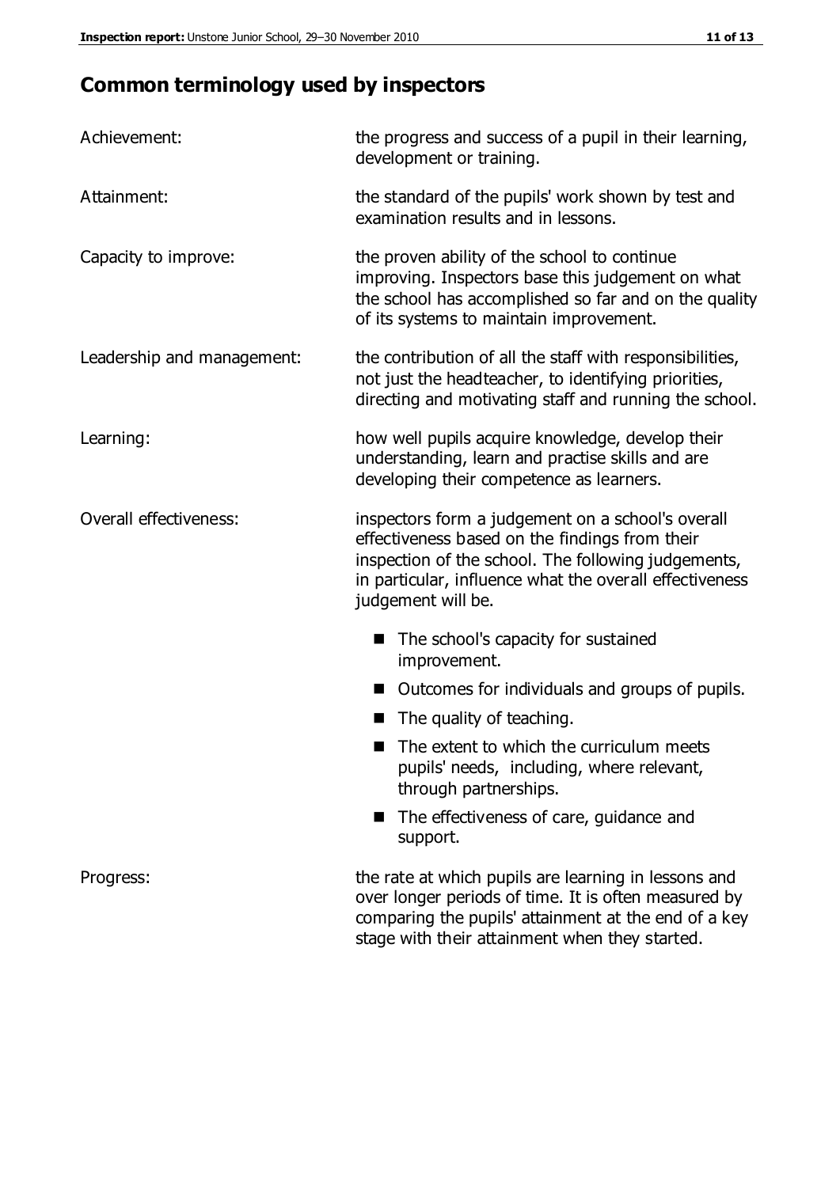# Common terminology used by inspectors

| | |
|---|---|
| Achievement: | the progress and success of a pupil in their learning, development or training. |
| Attainment: | the standard of the pupils' work shown by test and examination results and in lessons. |
| Capacity to improve: | the proven ability of the school to continue improving. Inspectors base this judgement on what the school has accomplished so far and on the quality of its systems to maintain improvement. |
| Leadership and management: | the contribution of all the staff with responsibilities, not just the headteacher, to identifying priorities, directing and motivating staff and running the school. |
| Learning: | how well pupils acquire knowledge, develop their understanding, learn and practise skills and are developing their competence as learners. |
| Overall effectiveness: | inspectors form a judgement on a school's overall effectiveness based on the findings from their inspection of the school. The following judgements, in particular, influence what the overall effectiveness judgement will be.<br>■ The school's capacity for sustained improvement.<br>■ Outcomes for individuals and groups of pupils.<br>■ The quality of teaching.<br>■ The extent to which the curriculum meets pupils' needs, including, where relevant, through partnerships.<br>■ The effectiveness of care, guidance and support. |
| Progress: | the rate at which pupils are learning in lessons and over longer periods of time. It is often measured by comparing the pupils' attainment at the end of a key stage with their attainment when they started. |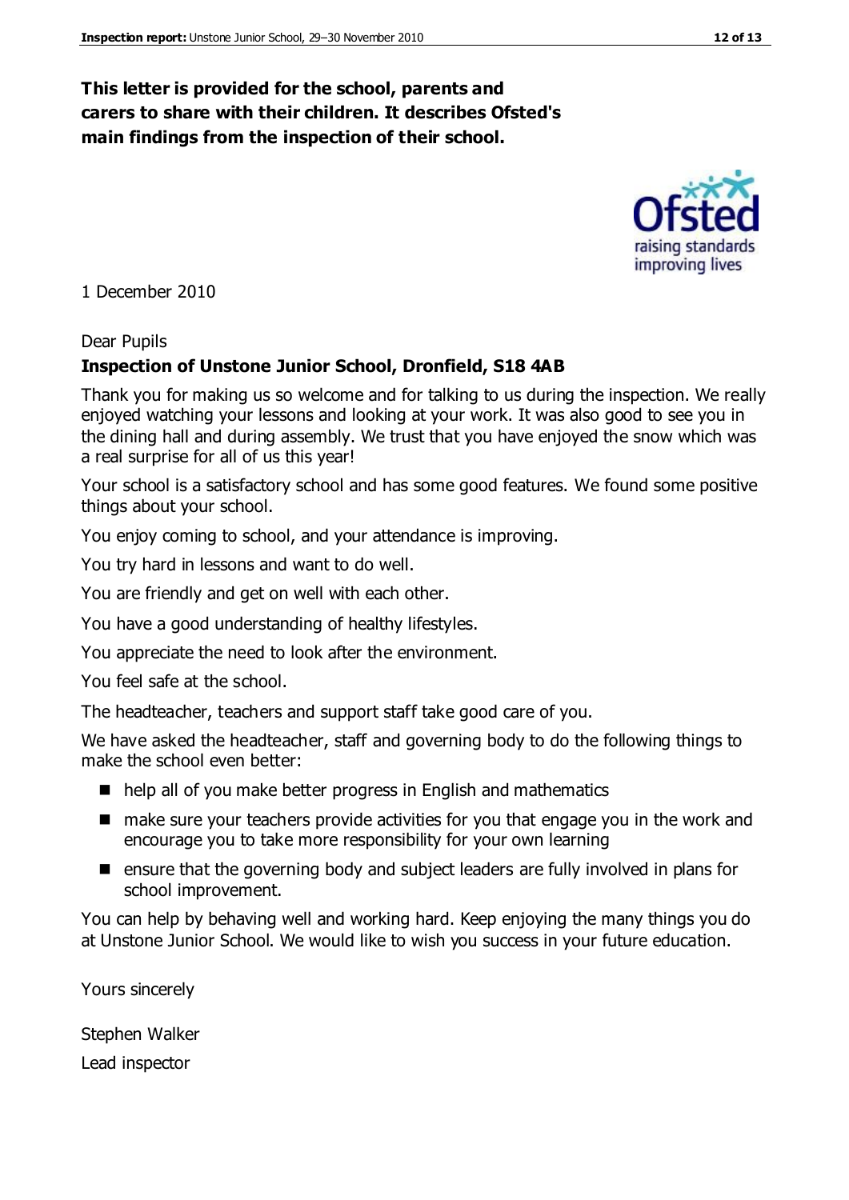**This letter is provided for the school, parents and carers to share with their children. It describes Ofsted's main findings from the inspection of their school.**

1 December 2010

Dear Pupils

**Inspection of Unstone Junior School, Dronfield, S18 4AB**

Thank you for making us so welcome and for talking to us during the inspection. We really enjoyed watching your lessons and looking at your work. It was also good to see you in the dining hall and during assembly. We trust that you have enjoyed the snow which was a real surprise for all of us this year!

Your school is a satisfactory school and has some good features. We found some positive things about your school.

You enjoy coming to school, and your attendance is improving.

You try hard in lessons and want to do well.

You are friendly and get on well with each other.

You have a good understanding of healthy lifestyles.

You appreciate the need to look after the environment.

You feel safe at the school.

The headteacher, teachers and support staff take good care of you.

We have asked the headteacher, staff and governing body to do the following things to make the school even better:

- help all of you make better progress in English and mathematics
- make sure your teachers provide activities for you that engage you in the work and encourage you to take more responsibility for your own learning
- ensure that the governing body and subject leaders are fully involved in plans for school improvement.

You can help by behaving well and working hard. Keep enjoying the many things you do at Unstone Junior School. We would like to wish you success in your future education.

Yours sincerely

Stephen Walker

Lead inspector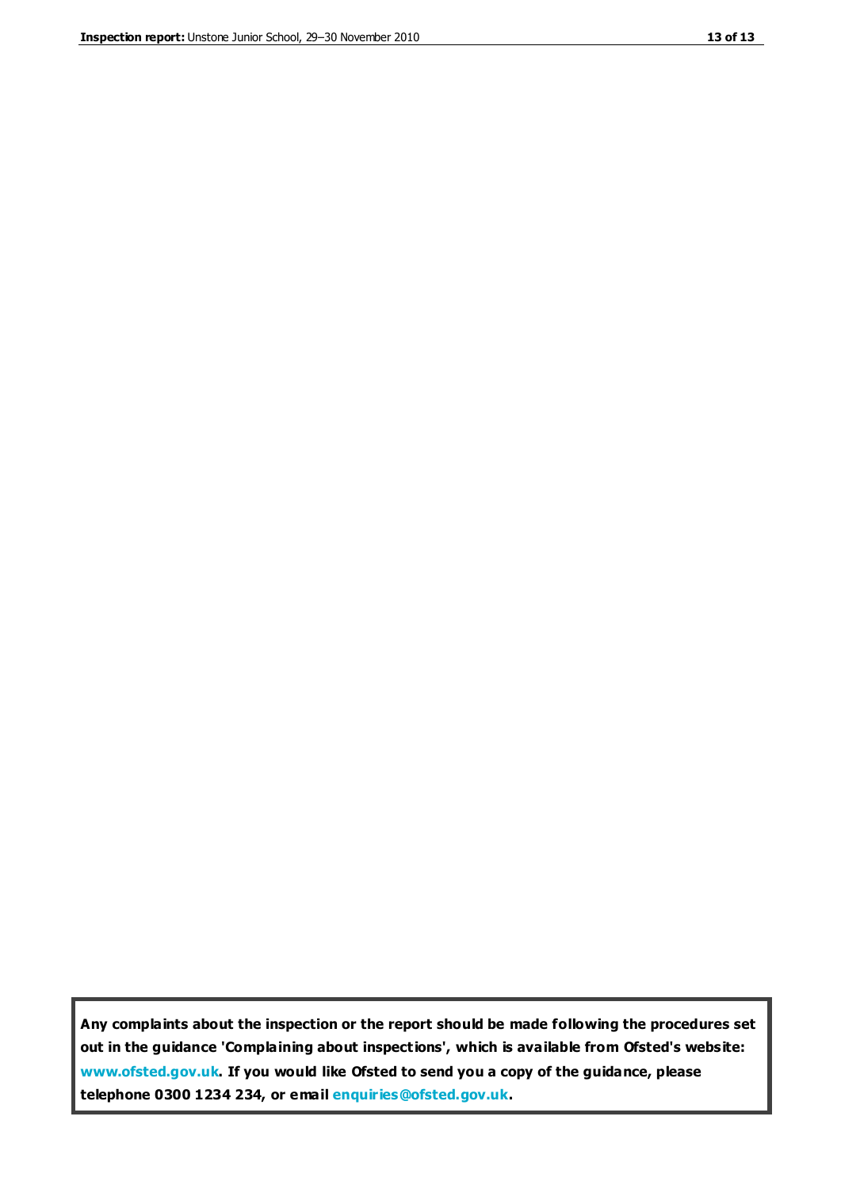**Any complaints about the inspection or the report should be made following the procedures set out in the guidance 'Complaining about inspections', which is available from Ofsted's website: www.ofsted.gov.uk. If you would like Ofsted to send you a copy of the guidance, please telephone 0300 1234 234, or email enquiries@ofsted.gov.uk.**